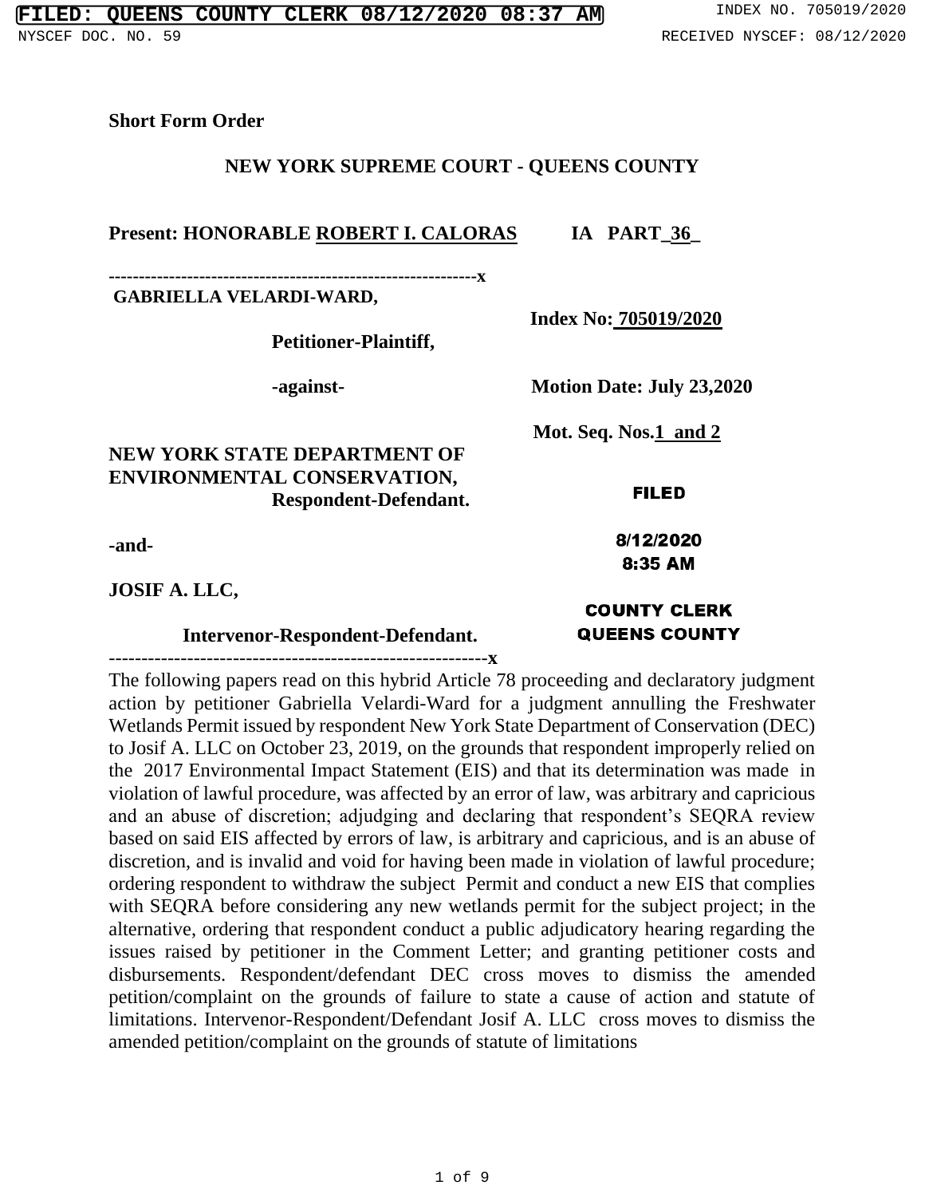**Short Form Order**

**NEW YORK SUPREME COURT - QUEENS COUNTY**

**Present: HONORABLE ROBERT I. CALORAS** **IA PART 36**

-----------------------------------------------------------x

**GABRIELLA VELARDI-WARD,**

**Petitioner-Plaintiff,**

**-against-**

**NEW YORK STATE DEPARTMENT OF ENVIRONMENTAL CONSERVATION,**

**Respondent-Defendant.**

**-and-**

**JOSIF A. LLC,**

**Intervenor-Respondent-Defendant.**

-----------------------------------------------------------x

**Index No: 705019/2020**

**Motion Date: July 23,2020**

**Mot. Seq. Nos.1 and 2**

**FILED**

**8/12/2020**
**8:35 AM**

**COUNTY CLERK**
**QUEENS COUNTY**

The following papers read on this hybrid Article 78 proceeding and declaratory judgment action by petitioner Gabriella Velardi-Ward for a judgment annulling the Freshwater Wetlands Permit issued by respondent New York State Department of Conservation (DEC) to Josif A. LLC on October 23, 2019, on the grounds that respondent improperly relied on the 2017 Environmental Impact Statement (EIS) and that its determination was made in violation of lawful procedure, was affected by an error of law, was arbitrary and capricious and an abuse of discretion; adjudging and declaring that respondent's SEQRA review based on said EIS affected by errors of law, is arbitrary and capricious, and is an abuse of discretion, and is invalid and void for having been made in violation of lawful procedure; ordering respondent to withdraw the subject Permit and conduct a new EIS that complies with SEQRA before considering any new wetlands permit for the subject project; in the alternative, ordering that respondent conduct a public adjudicatory hearing regarding the issues raised by petitioner in the Comment Letter; and granting petitioner costs and disbursements. Respondent/defendant DEC cross moves to dismiss the amended petition/complaint on the grounds of failure to state a cause of action and statute of limitations. Intervenor-Respondent/Defendant Josif A. LLC cross moves to dismiss the amended petition/complaint on the grounds of statute of limitations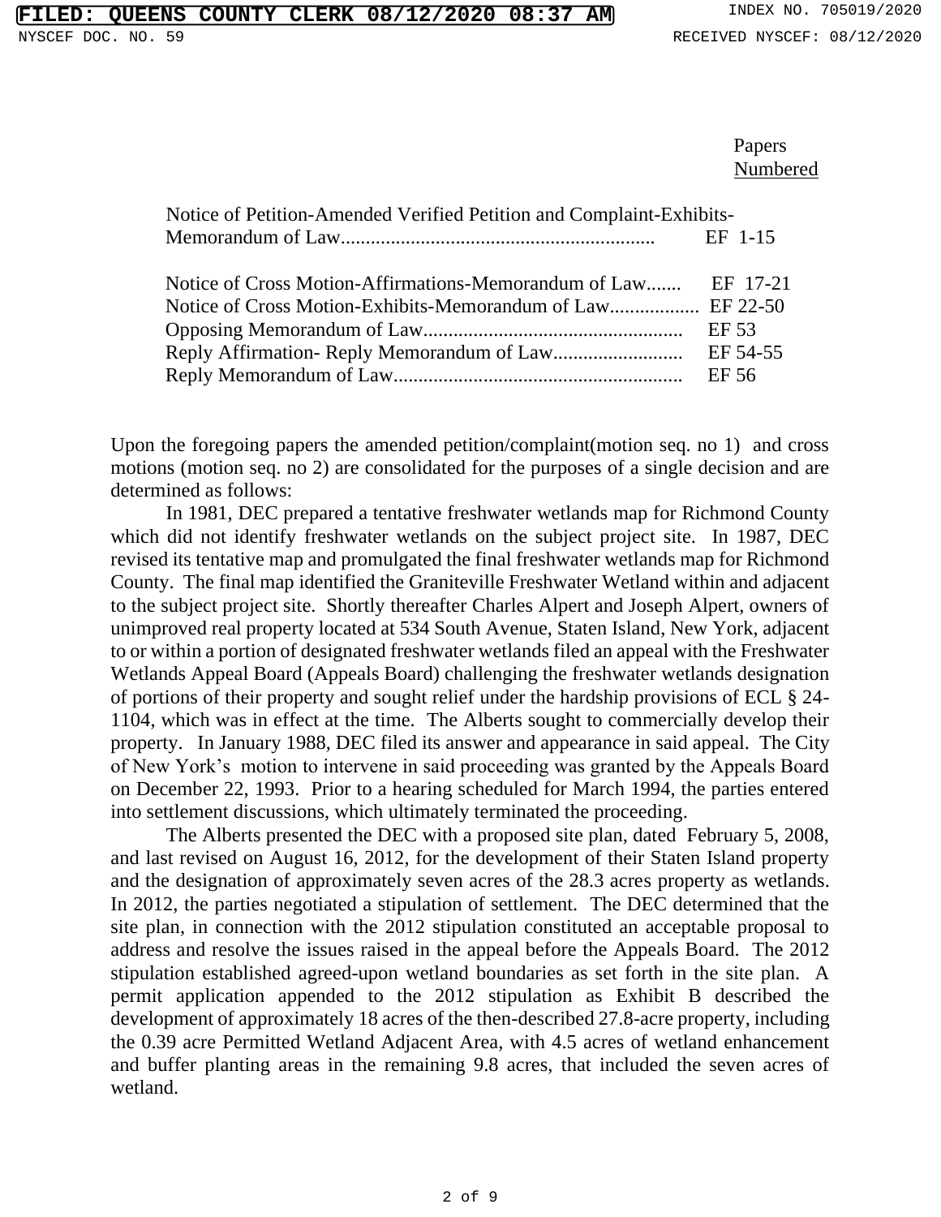| | Papers Numbered |
|---|---|
| Notice of Petition-Amended Verified Petition and Complaint-Exhibits-Memorandum of Law | EF 1-15 |
| Notice of Cross Motion-Affirmations-Memorandum of Law | EF 17-21 |
| Notice of Cross Motion-Exhibits-Memorandum of Law | EF 22-50 |
| Opposing Memorandum of Law | EF 53 |
| Reply Affirmation- Reply Memorandum of Law | EF 54-55 |
| Reply Memorandum of Law | EF 56 |

Upon the foregoing papers the amended petition/complaint(motion seq. no 1) and cross motions (motion seq. no 2) are consolidated for the purposes of a single decision and are determined as follows:

In 1981, DEC prepared a tentative freshwater wetlands map for Richmond County which did not identify freshwater wetlands on the subject project site. In 1987, DEC revised its tentative map and promulgated the final freshwater wetlands map for Richmond County. The final map identified the Graniteville Freshwater Wetland within and adjacent to the subject project site. Shortly thereafter Charles Alpert and Joseph Alpert, owners of unimproved real property located at 534 South Avenue, Staten Island, New York, adjacent to or within a portion of designated freshwater wetlands filed an appeal with the Freshwater Wetlands Appeal Board (Appeals Board) challenging the freshwater wetlands designation of portions of their property and sought relief under the hardship provisions of ECL § 24-1104, which was in effect at the time. The Alberts sought to commercially develop their property. In January 1988, DEC filed its answer and appearance in said appeal. The City of New York's motion to intervene in said proceeding was granted by the Appeals Board on December 22, 1993. Prior to a hearing scheduled for March 1994, the parties entered into settlement discussions, which ultimately terminated the proceeding.

The Alberts presented the DEC with a proposed site plan, dated February 5, 2008, and last revised on August 16, 2012, for the development of their Staten Island property and the designation of approximately seven acres of the 28.3 acres property as wetlands. In 2012, the parties negotiated a stipulation of settlement. The DEC determined that the site plan, in connection with the 2012 stipulation constituted an acceptable proposal to address and resolve the issues raised in the appeal before the Appeals Board. The 2012 stipulation established agreed-upon wetland boundaries as set forth in the site plan. A permit application appended to the 2012 stipulation as Exhibit B described the development of approximately 18 acres of the then-described 27.8-acre property, including the 0.39 acre Permitted Wetland Adjacent Area, with 4.5 acres of wetland enhancement and buffer planting areas in the remaining 9.8 acres, that included the seven acres of wetland.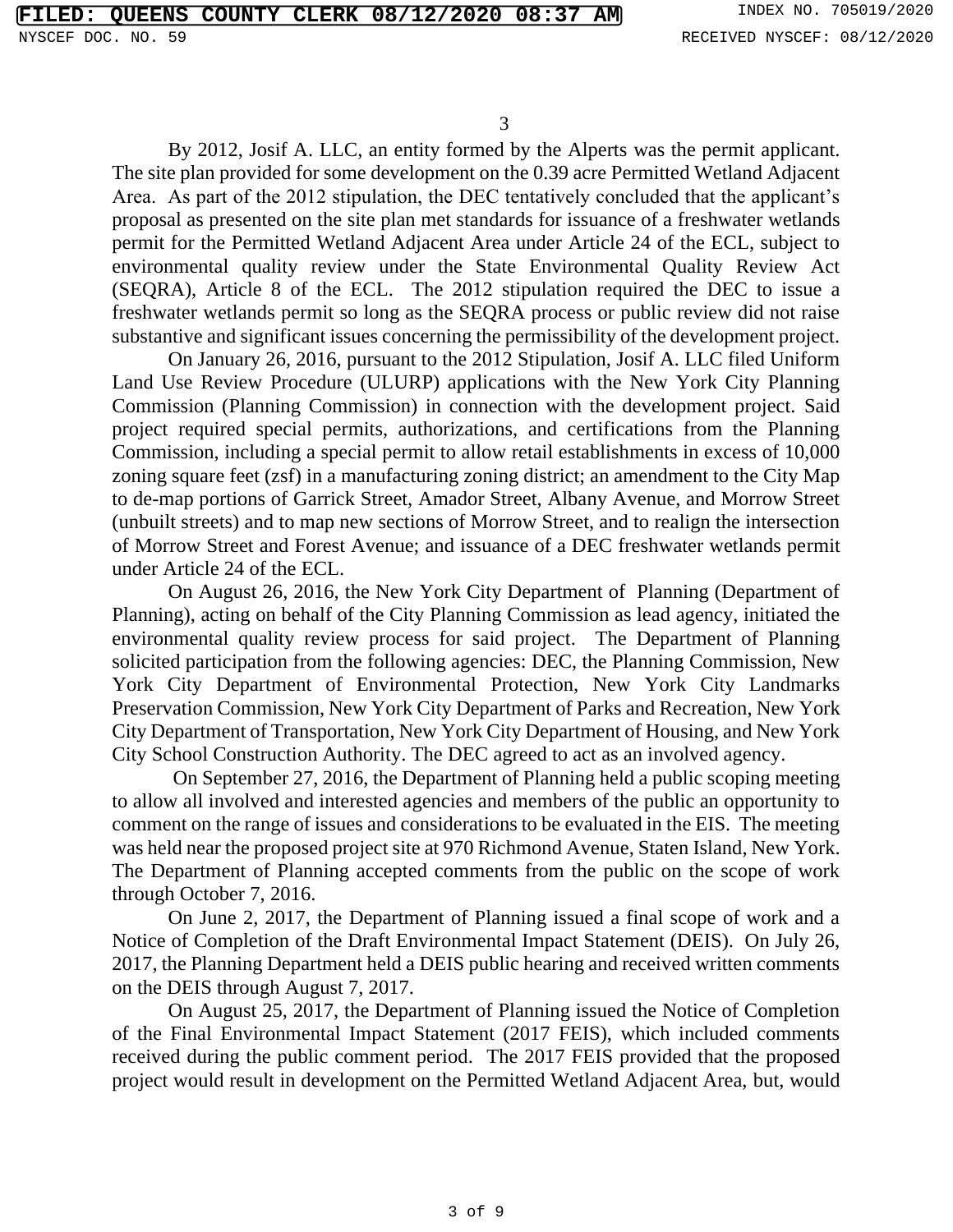By 2012, Josif A. LLC, an entity formed by the Alperts was the permit applicant. The site plan provided for some development on the 0.39 acre Permitted Wetland Adjacent Area. As part of the 2012 stipulation, the DEC tentatively concluded that the applicant's proposal as presented on the site plan met standards for issuance of a freshwater wetlands permit for the Permitted Wetland Adjacent Area under Article 24 of the ECL, subject to environmental quality review under the State Environmental Quality Review Act (SEQRA), Article 8 of the ECL. The 2012 stipulation required the DEC to issue a freshwater wetlands permit so long as the SEQRA process or public review did not raise substantive and significant issues concerning the permissibility of the development project.

On January 26, 2016, pursuant to the 2012 Stipulation, Josif A. LLC filed Uniform Land Use Review Procedure (ULURP) applications with the New York City Planning Commission (Planning Commission) in connection with the development project. Said project required special permits, authorizations, and certifications from the Planning Commission, including a special permit to allow retail establishments in excess of 10,000 zoning square feet (zsf) in a manufacturing zoning district; an amendment to the City Map to de-map portions of Garrick Street, Amador Street, Albany Avenue, and Morrow Street (unbuilt streets) and to map new sections of Morrow Street, and to realign the intersection of Morrow Street and Forest Avenue; and issuance of a DEC freshwater wetlands permit under Article 24 of the ECL.

On August 26, 2016, the New York City Department of Planning (Department of Planning), acting on behalf of the City Planning Commission as lead agency, initiated the environmental quality review process for said project. The Department of Planning solicited participation from the following agencies: DEC, the Planning Commission, New York City Department of Environmental Protection, New York City Landmarks Preservation Commission, New York City Department of Parks and Recreation, New York City Department of Transportation, New York City Department of Housing, and New York City School Construction Authority. The DEC agreed to act as an involved agency.

On September 27, 2016, the Department of Planning held a public scoping meeting to allow all involved and interested agencies and members of the public an opportunity to comment on the range of issues and considerations to be evaluated in the EIS. The meeting was held near the proposed project site at 970 Richmond Avenue, Staten Island, New York. The Department of Planning accepted comments from the public on the scope of work through October 7, 2016.

On June 2, 2017, the Department of Planning issued a final scope of work and a Notice of Completion of the Draft Environmental Impact Statement (DEIS). On July 26, 2017, the Planning Department held a DEIS public hearing and received written comments on the DEIS through August 7, 2017.

On August 25, 2017, the Department of Planning issued the Notice of Completion of the Final Environmental Impact Statement (2017 FEIS), which included comments received during the public comment period. The 2017 FEIS provided that the proposed project would result in development on the Permitted Wetland Adjacent Area, but, would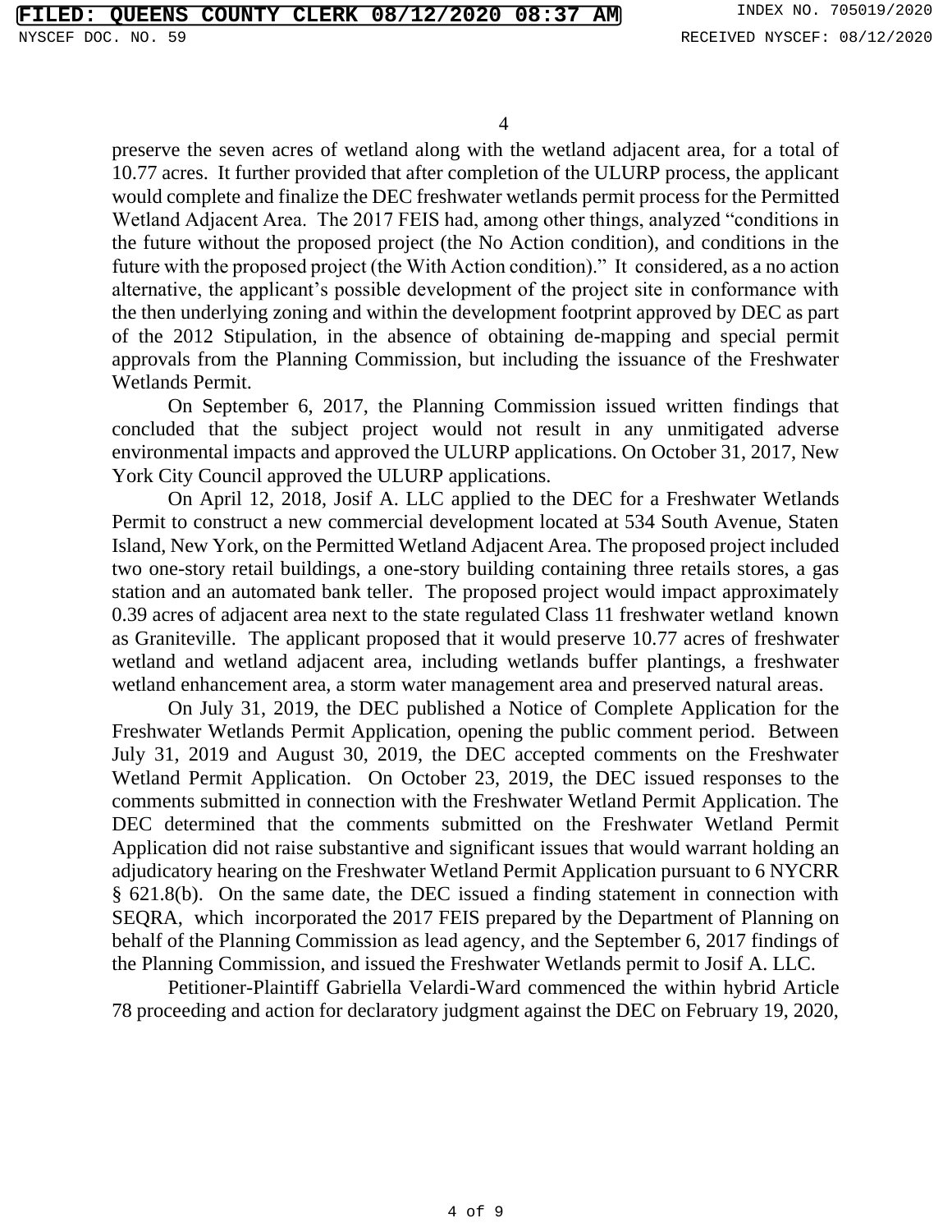preserve the seven acres of wetland along with the wetland adjacent area, for a total of 10.77 acres. It further provided that after completion of the ULURP process, the applicant would complete and finalize the DEC freshwater wetlands permit process for the Permitted Wetland Adjacent Area. The 2017 FEIS had, among other things, analyzed "conditions in the future without the proposed project (the No Action condition), and conditions in the future with the proposed project (the With Action condition)." It considered, as a no action alternative, the applicant's possible development of the project site in conformance with the then underlying zoning and within the development footprint approved by DEC as part of the 2012 Stipulation, in the absence of obtaining de-mapping and special permit approvals from the Planning Commission, but including the issuance of the Freshwater Wetlands Permit.

On September 6, 2017, the Planning Commission issued written findings that concluded that the subject project would not result in any unmitigated adverse environmental impacts and approved the ULURP applications. On October 31, 2017, New York City Council approved the ULURP applications.

On April 12, 2018, Josif A. LLC applied to the DEC for a Freshwater Wetlands Permit to construct a new commercial development located at 534 South Avenue, Staten Island, New York, on the Permitted Wetland Adjacent Area. The proposed project included two one-story retail buildings, a one-story building containing three retails stores, a gas station and an automated bank teller. The proposed project would impact approximately 0.39 acres of adjacent area next to the state regulated Class 11 freshwater wetland known as Graniteville. The applicant proposed that it would preserve 10.77 acres of freshwater wetland and wetland adjacent area, including wetlands buffer plantings, a freshwater wetland enhancement area, a storm water management area and preserved natural areas.

On July 31, 2019, the DEC published a Notice of Complete Application for the Freshwater Wetlands Permit Application, opening the public comment period. Between July 31, 2019 and August 30, 2019, the DEC accepted comments on the Freshwater Wetland Permit Application. On October 23, 2019, the DEC issued responses to the comments submitted in connection with the Freshwater Wetland Permit Application. The DEC determined that the comments submitted on the Freshwater Wetland Permit Application did not raise substantive and significant issues that would warrant holding an adjudicatory hearing on the Freshwater Wetland Permit Application pursuant to 6 NYCRR § 621.8(b). On the same date, the DEC issued a finding statement in connection with SEQRA, which incorporated the 2017 FEIS prepared by the Department of Planning on behalf of the Planning Commission as lead agency, and the September 6, 2017 findings of the Planning Commission, and issued the Freshwater Wetlands permit to Josif A. LLC.

Petitioner-Plaintiff Gabriella Velardi-Ward commenced the within hybrid Article 78 proceeding and action for declaratory judgment against the DEC on February 19, 2020,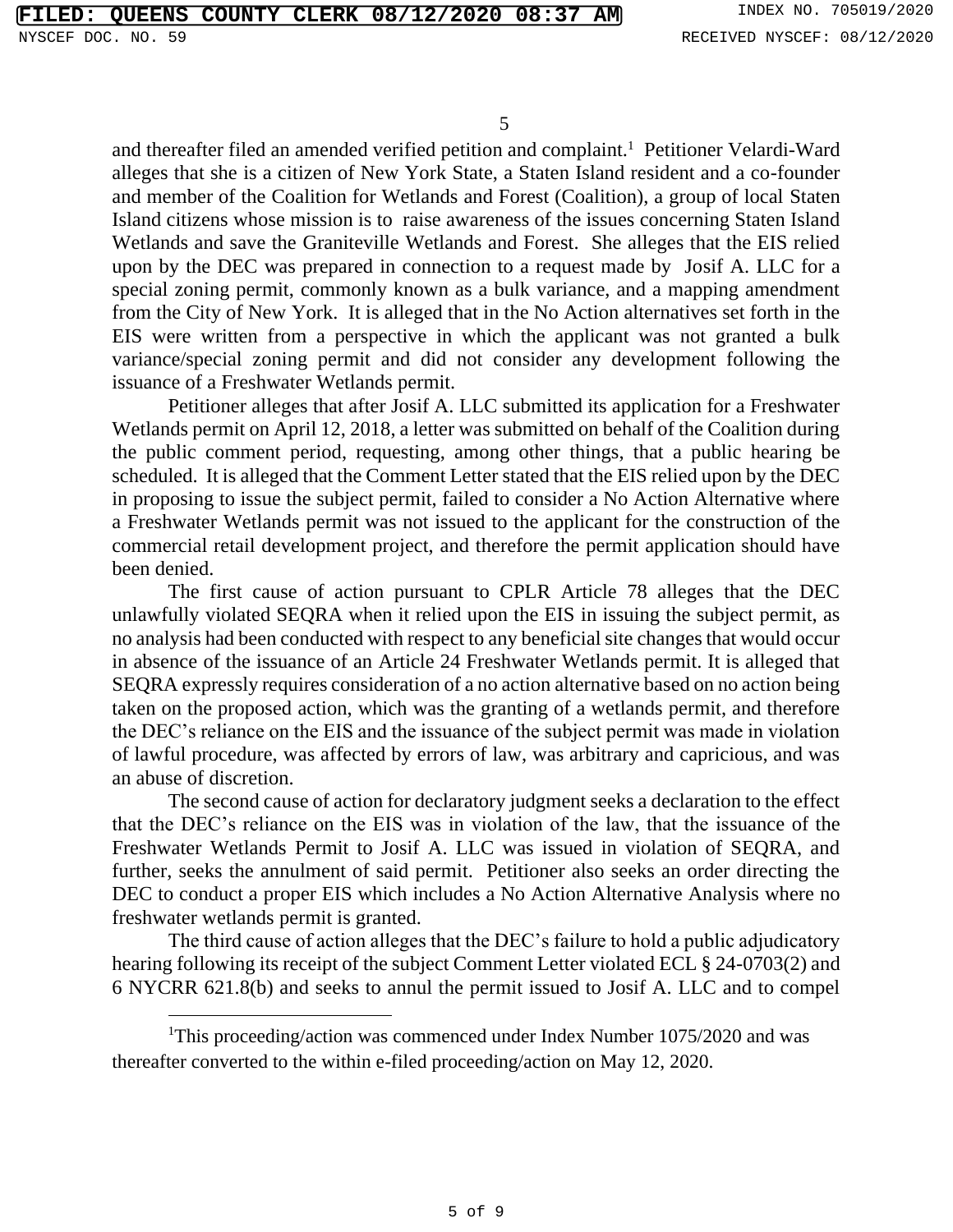and thereafter filed an amended verified petition and complaint.[1] Petitioner Velardi-Ward alleges that she is a citizen of New York State, a Staten Island resident and a co-founder and member of the Coalition for Wetlands and Forest (Coalition), a group of local Staten Island citizens whose mission is to raise awareness of the issues concerning Staten Island Wetlands and save the Graniteville Wetlands and Forest. She alleges that the EIS relied upon by the DEC was prepared in connection to a request made by Josif A. LLC for a special zoning permit, commonly known as a bulk variance, and a mapping amendment from the City of New York. It is alleged that in the No Action alternatives set forth in the EIS were written from a perspective in which the applicant was not granted a bulk variance/special zoning permit and did not consider any development following the issuance of a Freshwater Wetlands permit.

Petitioner alleges that after Josif A. LLC submitted its application for a Freshwater Wetlands permit on April 12, 2018, a letter was submitted on behalf of the Coalition during the public comment period, requesting, among other things, that a public hearing be scheduled. It is alleged that the Comment Letter stated that the EIS relied upon by the DEC in proposing to issue the subject permit, failed to consider a No Action Alternative where a Freshwater Wetlands permit was not issued to the applicant for the construction of the commercial retail development project, and therefore the permit application should have been denied.

The first cause of action pursuant to CPLR Article 78 alleges that the DEC unlawfully violated SEQRA when it relied upon the EIS in issuing the subject permit, as no analysis had been conducted with respect to any beneficial site changes that would occur in absence of the issuance of an Article 24 Freshwater Wetlands permit. It is alleged that SEQRA expressly requires consideration of a no action alternative based on no action being taken on the proposed action, which was the granting of a wetlands permit, and therefore the DEC's reliance on the EIS and the issuance of the subject permit was made in violation of lawful procedure, was affected by errors of law, was arbitrary and capricious, and was an abuse of discretion.

The second cause of action for declaratory judgment seeks a declaration to the effect that the DEC's reliance on the EIS was in violation of the law, that the issuance of the Freshwater Wetlands Permit to Josif A. LLC was issued in violation of SEQRA, and further, seeks the annulment of said permit. Petitioner also seeks an order directing the DEC to conduct a proper EIS which includes a No Action Alternative Analysis where no freshwater wetlands permit is granted.

The third cause of action alleges that the DEC's failure to hold a public adjudicatory hearing following its receipt of the subject Comment Letter violated ECL § 24-0703(2) and 6 NYCRR 621.8(b) and seeks to annul the permit issued to Josif A. LLC and to compel

[1] This proceeding/action was commenced under Index Number 1075/2020 and was thereafter converted to the within e-filed proceeding/action on May 12, 2020.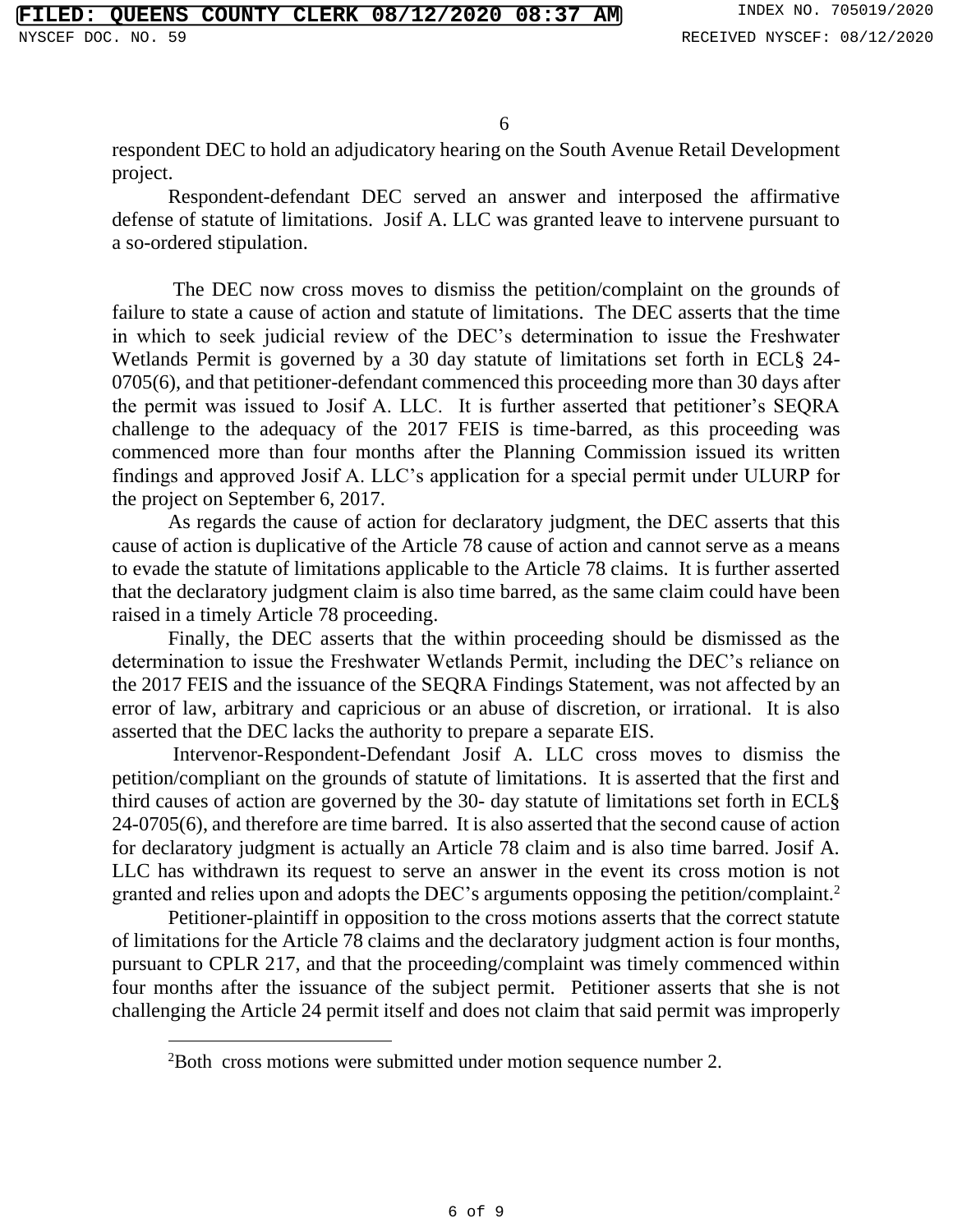respondent DEC to hold an adjudicatory hearing on the South Avenue Retail Development project.

Respondent-defendant DEC served an answer and interposed the affirmative defense of statute of limitations. Josif A. LLC was granted leave to intervene pursuant to a so-ordered stipulation.

The DEC now cross moves to dismiss the petition/complaint on the grounds of failure to state a cause of action and statute of limitations. The DEC asserts that the time in which to seek judicial review of the DEC's determination to issue the Freshwater Wetlands Permit is governed by a 30 day statute of limitations set forth in ECL§ 24-0705(6), and that petitioner-defendant commenced this proceeding more than 30 days after the permit was issued to Josif A. LLC. It is further asserted that petitioner's SEQRA challenge to the adequacy of the 2017 FEIS is time-barred, as this proceeding was commenced more than four months after the Planning Commission issued its written findings and approved Josif A. LLC's application for a special permit under ULURP for the project on September 6, 2017.

As regards the cause of action for declaratory judgment, the DEC asserts that this cause of action is duplicative of the Article 78 cause of action and cannot serve as a means to evade the statute of limitations applicable to the Article 78 claims. It is further asserted that the declaratory judgment claim is also time barred, as the same claim could have been raised in a timely Article 78 proceeding.

Finally, the DEC asserts that the within proceeding should be dismissed as the determination to issue the Freshwater Wetlands Permit, including the DEC's reliance on the 2017 FEIS and the issuance of the SEQRA Findings Statement, was not affected by an error of law, arbitrary and capricious or an abuse of discretion, or irrational. It is also asserted that the DEC lacks the authority to prepare a separate EIS.

Intervenor-Respondent-Defendant Josif A. LLC cross moves to dismiss the petition/compliant on the grounds of statute of limitations. It is asserted that the first and third causes of action are governed by the 30- day statute of limitations set forth in ECL§ 24-0705(6), and therefore are time barred. It is also asserted that the second cause of action for declaratory judgment is actually an Article 78 claim and is also time barred. Josif A. LLC has withdrawn its request to serve an answer in the event its cross motion is not granted and relies upon and adopts the DEC's arguments opposing the petition/complaint.[2]

Petitioner-plaintiff in opposition to the cross motions asserts that the correct statute of limitations for the Article 78 claims and the declaratory judgment action is four months, pursuant to CPLR 217, and that the proceeding/complaint was timely commenced within four months after the issuance of the subject permit. Petitioner asserts that she is not challenging the Article 24 permit itself and does not claim that said permit was improperly

[2]Both cross motions were submitted under motion sequence number 2.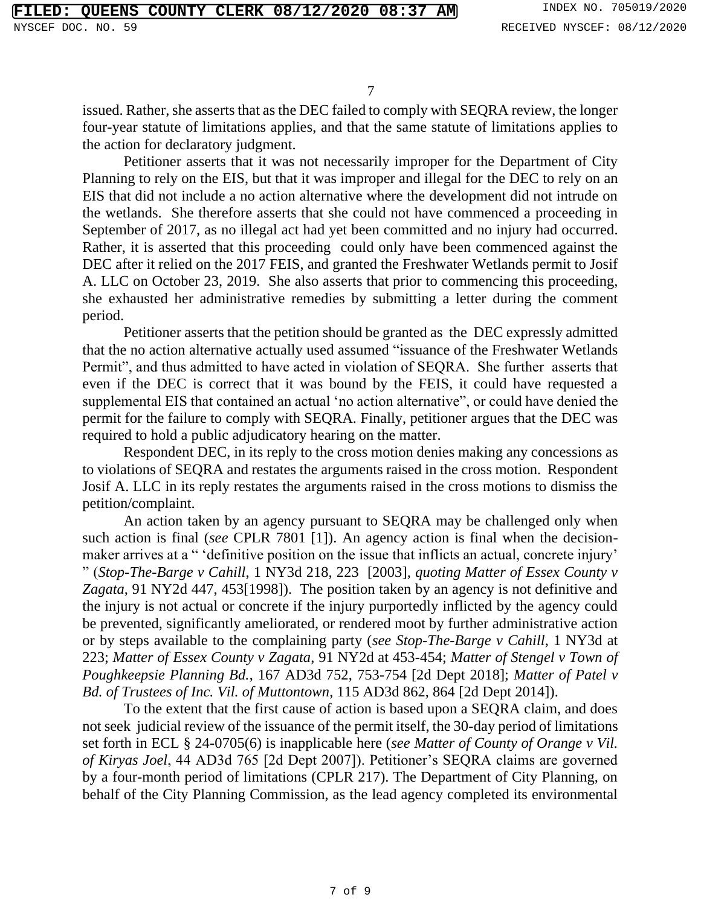issued. Rather, she asserts that as the DEC failed to comply with SEQRA review, the longer four-year statute of limitations applies, and that the same statute of limitations applies to the action for declaratory judgment.

Petitioner asserts that it was not necessarily improper for the Department of City Planning to rely on the EIS, but that it was improper and illegal for the DEC to rely on an EIS that did not include a no action alternative where the development did not intrude on the wetlands. She therefore asserts that she could not have commenced a proceeding in September of 2017, as no illegal act had yet been committed and no injury had occurred. Rather, it is asserted that this proceeding could only have been commenced against the DEC after it relied on the 2017 FEIS, and granted the Freshwater Wetlands permit to Josif A. LLC on October 23, 2019. She also asserts that prior to commencing this proceeding, she exhausted her administrative remedies by submitting a letter during the comment period.

Petitioner asserts that the petition should be granted as the DEC expressly admitted that the no action alternative actually used assumed "issuance of the Freshwater Wetlands Permit", and thus admitted to have acted in violation of SEQRA. She further asserts that even if the DEC is correct that it was bound by the FEIS, it could have requested a supplemental EIS that contained an actual 'no action alternative", or could have denied the permit for the failure to comply with SEQRA. Finally, petitioner argues that the DEC was required to hold a public adjudicatory hearing on the matter.

Respondent DEC, in its reply to the cross motion denies making any concessions as to violations of SEQRA and restates the arguments raised in the cross motion. Respondent Josif A. LLC in its reply restates the arguments raised in the cross motions to dismiss the petition/complaint.

An action taken by an agency pursuant to SEQRA may be challenged only when such action is final (*see* CPLR 7801 [1]). An agency action is final when the decision-maker arrives at a " 'definitive position on the issue that inflicts an actual, concrete injury' " (*Stop-The-Barge v Cahill*, 1 NY3d 218, 223 [2003], *quoting Matter of Essex County v Zagata*, 91 NY2d 447, 453[1998]). The position taken by an agency is not definitive and the injury is not actual or concrete if the injury purportedly inflicted by the agency could be prevented, significantly ameliorated, or rendered moot by further administrative action or by steps available to the complaining party (*see Stop-The-Barge v Cahill*, 1 NY3d at 223; *Matter of Essex County v Zagata*, 91 NY2d at 453-454; *Matter of Stengel v Town of Poughkeepsie Planning Bd.*, 167 AD3d 752, 753-754 [2d Dept 2018]; *Matter of Patel v Bd. of Trustees of Inc. Vil. of Muttontown*, 115 AD3d 862, 864 [2d Dept 2014]).

To the extent that the first cause of action is based upon a SEQRA claim, and does not seek judicial review of the issuance of the permit itself, the 30-day period of limitations set forth in ECL § 24-0705(6) is inapplicable here (*see Matter of County of Orange v Vil. of Kiryas Joel*, 44 AD3d 765 [2d Dept 2007]). Petitioner's SEQRA claims are governed by a four-month period of limitations (CPLR 217). The Department of City Planning, on behalf of the City Planning Commission, as the lead agency completed its environmental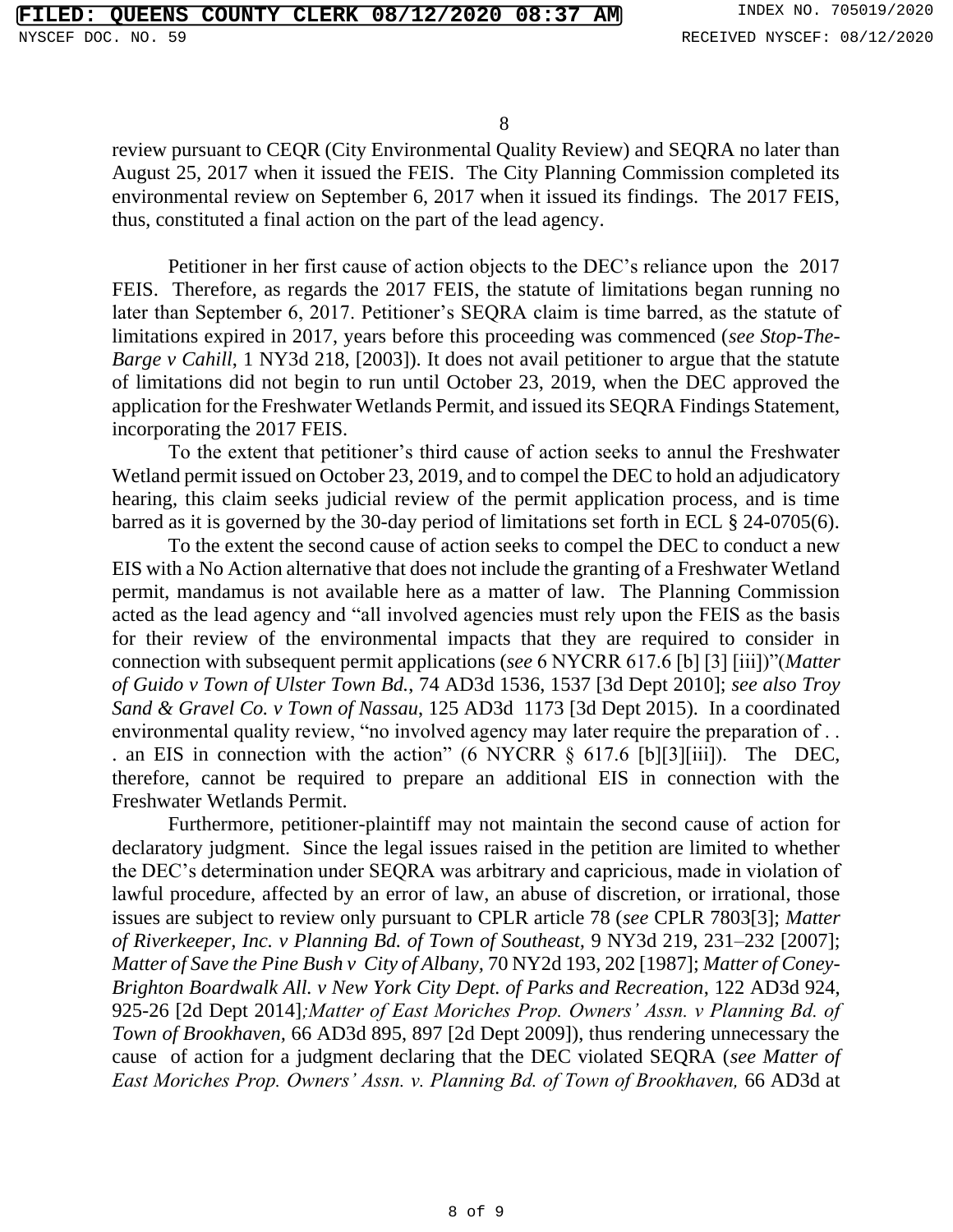review pursuant to CEQR (City Environmental Quality Review) and SEQRA no later than August 25, 2017 when it issued the FEIS. The City Planning Commission completed its environmental review on September 6, 2017 when it issued its findings. The 2017 FEIS, thus, constituted a final action on the part of the lead agency.

Petitioner in her first cause of action objects to the DEC's reliance upon the 2017 FEIS. Therefore, as regards the 2017 FEIS, the statute of limitations began running no later than September 6, 2017. Petitioner's SEQRA claim is time barred, as the statute of limitations expired in 2017, years before this proceeding was commenced (*see Stop-The-Barge v Cahill*, 1 NY3d 218, [2003]). It does not avail petitioner to argue that the statute of limitations did not begin to run until October 23, 2019, when the DEC approved the application for the Freshwater Wetlands Permit, and issued its SEQRA Findings Statement, incorporating the 2017 FEIS.

To the extent that petitioner's third cause of action seeks to annul the Freshwater Wetland permit issued on October 23, 2019, and to compel the DEC to hold an adjudicatory hearing, this claim seeks judicial review of the permit application process, and is time barred as it is governed by the 30-day period of limitations set forth in ECL § 24-0705(6).

To the extent the second cause of action seeks to compel the DEC to conduct a new EIS with a No Action alternative that does not include the granting of a Freshwater Wetland permit, mandamus is not available here as a matter of law. The Planning Commission acted as the lead agency and "all involved agencies must rely upon the FEIS as the basis for their review of the environmental impacts that they are required to consider in connection with subsequent permit applications (*see* 6 NYCRR 617.6 [b] [3] [iii])"(*Matter of Guido v Town of Ulster Town Bd.*, 74 AD3d 1536, 1537 [3d Dept 2010]; *see also Troy Sand & Gravel Co. v Town of Nassau*, 125 AD3d 1173 [3d Dept 2015). In a coordinated environmental quality review, "no involved agency may later require the preparation of . . . an EIS in connection with the action" (6 NYCRR § 617.6 [b][3][iii]). The DEC, therefore, cannot be required to prepare an additional EIS in connection with the Freshwater Wetlands Permit.

Furthermore, petitioner-plaintiff may not maintain the second cause of action for declaratory judgment. Since the legal issues raised in the petition are limited to whether the DEC's determination under SEQRA was arbitrary and capricious, made in violation of lawful procedure, affected by an error of law, an abuse of discretion, or irrational, those issues are subject to review only pursuant to CPLR article 78 (*see* CPLR 7803[3]; *Matter of Riverkeeper, Inc. v Planning Bd. of Town of Southeast*, 9 NY3d 219, 231–232 [2007]; *Matter of Save the Pine Bush v City of Albany*, 70 NY2d 193, 202 [1987]; *Matter of Coney-Brighton Boardwalk All. v New York City Dept. of Parks and Recreation*, 122 AD3d 924, 925-26 [2d Dept 2014]*;Matter of East Moriches Prop. Owners' Assn. v Planning Bd. of Town of Brookhaven*, 66 AD3d 895, 897 [2d Dept 2009]), thus rendering unnecessary the cause of action for a judgment declaring that the DEC violated SEQRA (*see Matter of East Moriches Prop. Owners' Assn. v. Planning Bd. of Town of Brookhaven,* 66 AD3d at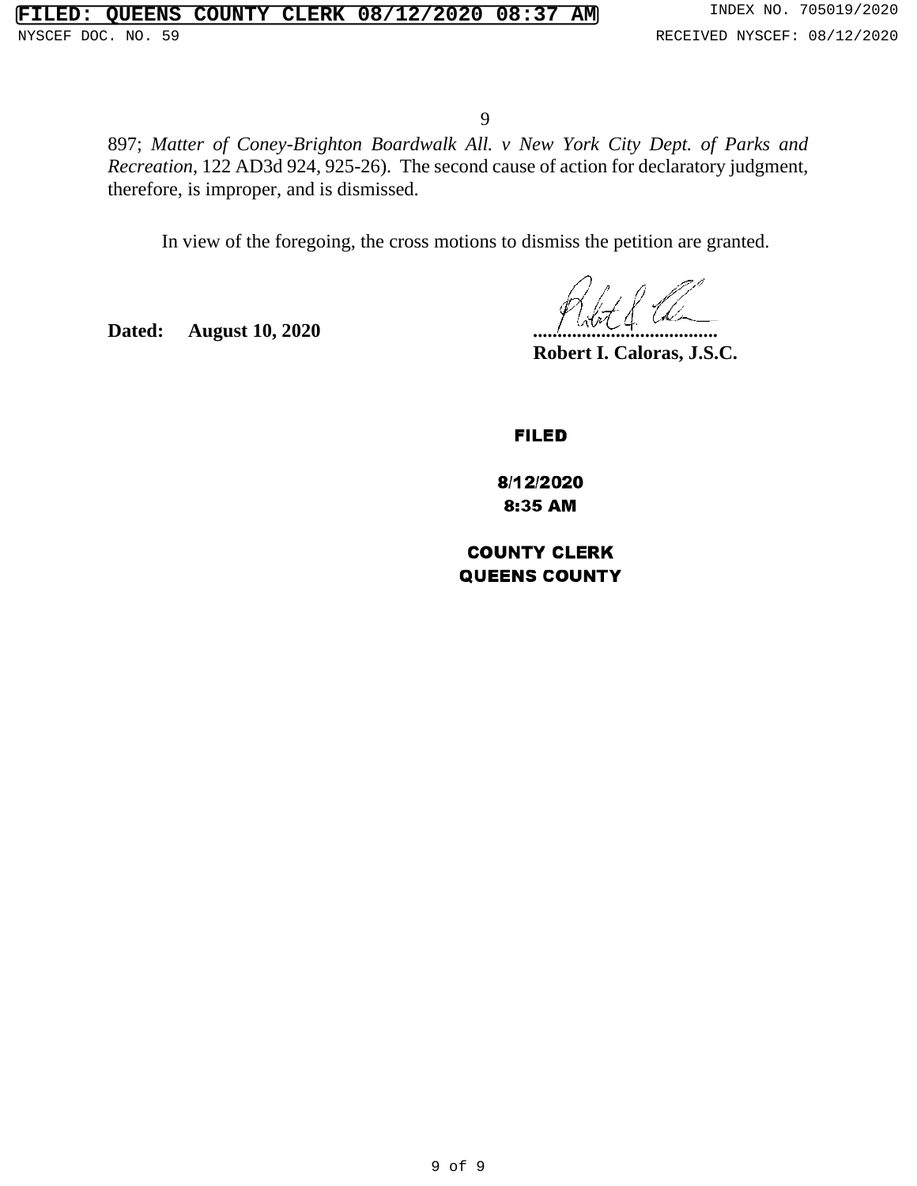897; *Matter of Coney-Brighton Boardwalk All. v New York City Dept. of Parks and Recreation*, 122 AD3d 924, 925-26). The second cause of action for declaratory judgment, therefore, is improper, and is dismissed.

In view of the foregoing, the cross motions to dismiss the petition are granted.

**Dated: August 10, 2020**

**.....................................**
**Robert I. Caloras, J.S.C.**

FILED

8/12/2020
8:35 AM

COUNTY CLERK
QUEENS COUNTY